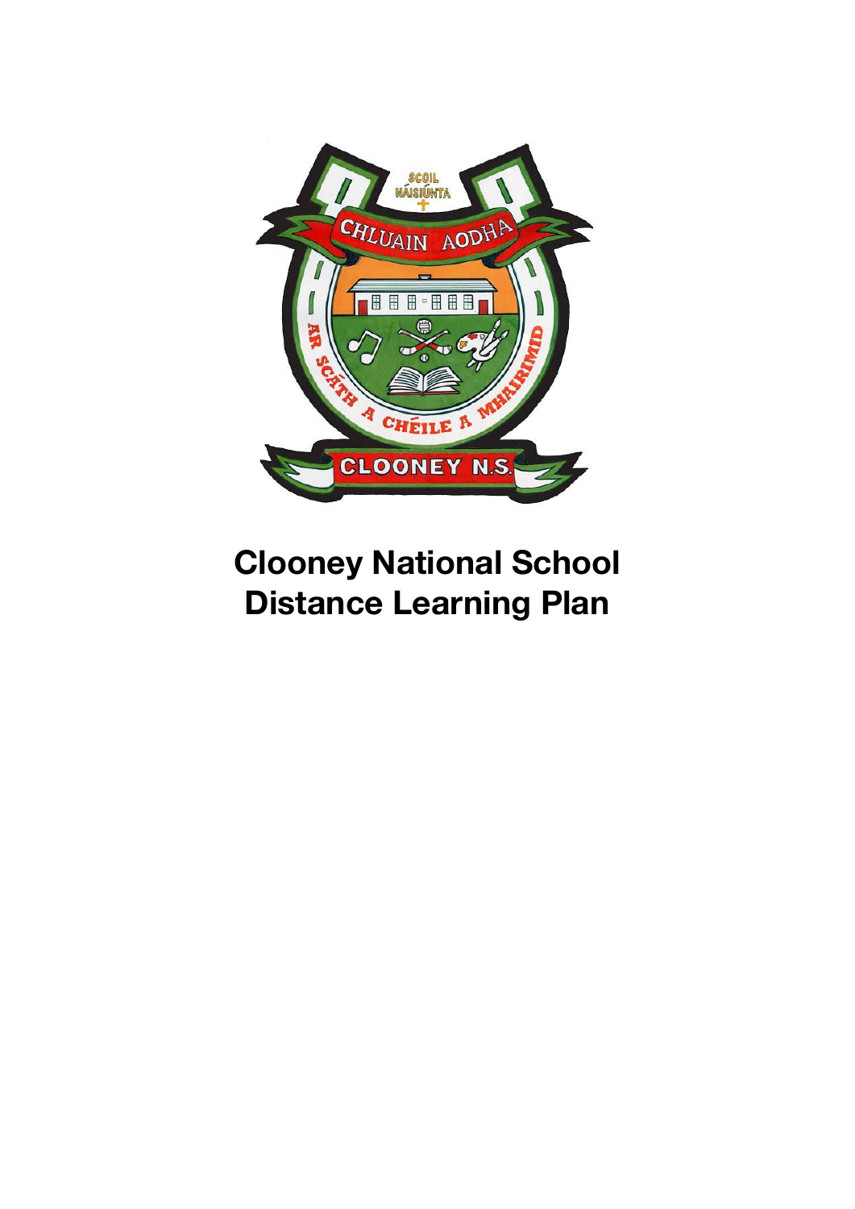# Clooney National School
# Distance Learning Plan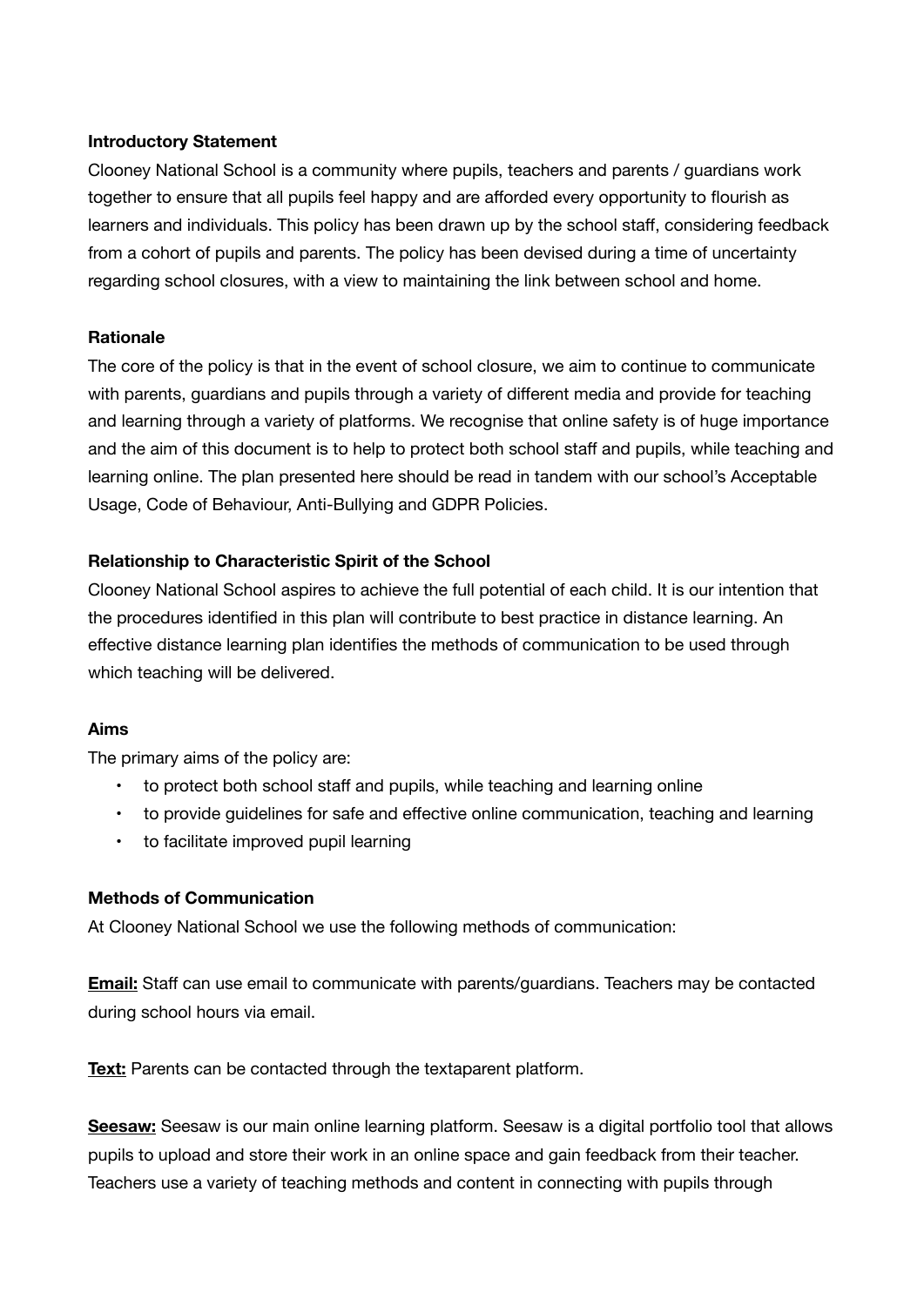**Introductory Statement**

Clooney National School is a community where pupils, teachers and parents / guardians work together to ensure that all pupils feel happy and are afforded every opportunity to flourish as learners and individuals. This policy has been drawn up by the school staff, considering feedback from a cohort of pupils and parents. The policy has been devised during a time of uncertainty regarding school closures, with a view to maintaining the link between school and home.

**Rationale**

The core of the policy is that in the event of school closure, we aim to continue to communicate with parents, guardians and pupils through a variety of different media and provide for teaching and learning through a variety of platforms. We recognise that online safety is of huge importance and the aim of this document is to help to protect both school staff and pupils, while teaching and learning online. The plan presented here should be read in tandem with our school's Acceptable Usage, Code of Behaviour, Anti-Bullying and GDPR Policies.

**Relationship to Characteristic Spirit of the School**

Clooney National School aspires to achieve the full potential of each child. It is our intention that the procedures identified in this plan will contribute to best practice in distance learning. An effective distance learning plan identifies the methods of communication to be used through which teaching will be delivered.

**Aims**

The primary aims of the policy are:

- to protect both school staff and pupils, while teaching and learning online
- to provide guidelines for safe and effective online communication, teaching and learning
- to facilitate improved pupil learning

**Methods of Communication**

At Clooney National School we use the following methods of communication:

**Email:** Staff can use email to communicate with parents/guardians. Teachers may be contacted during school hours via email.

**Text:** Parents can be contacted through the textaparent platform.

**Seesaw:** Seesaw is our main online learning platform. Seesaw is a digital portfolio tool that allows pupils to upload and store their work in an online space and gain feedback from their teacher. Teachers use a variety of teaching methods and content in connecting with pupils through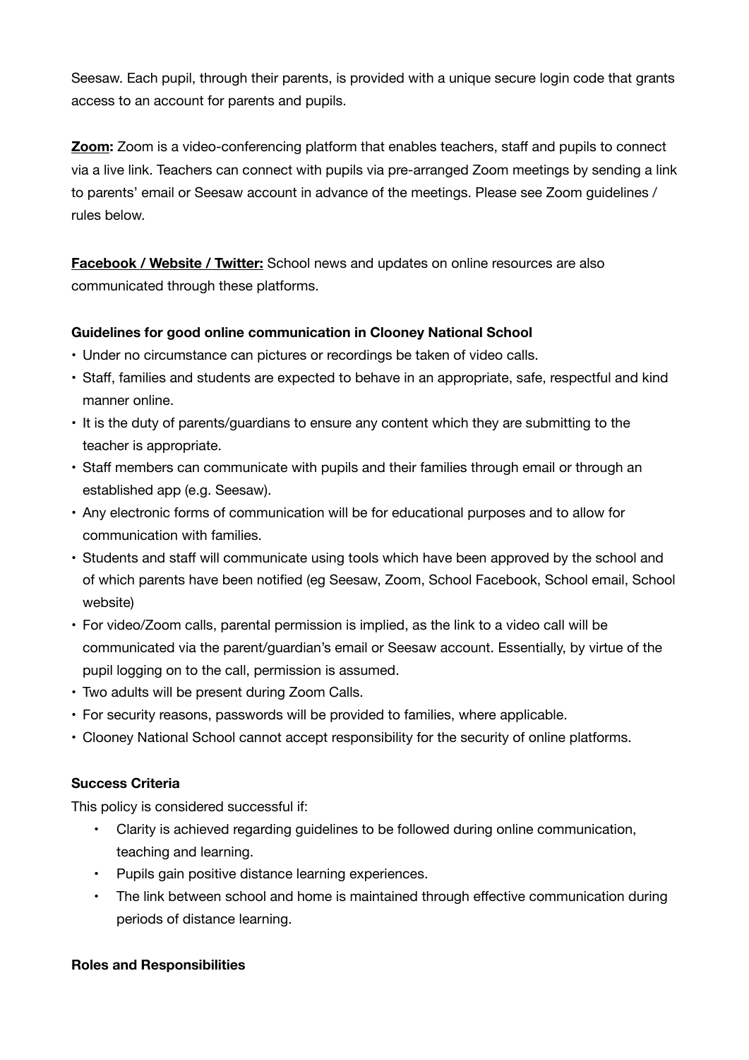Seesaw. Each pupil, through their parents, is provided with a unique secure login code that grants access to an account for parents and pupils.

**Zoom:** Zoom is a video-conferencing platform that enables teachers, staff and pupils to connect via a live link. Teachers can connect with pupils via pre-arranged Zoom meetings by sending a link to parents' email or Seesaw account in advance of the meetings. Please see Zoom guidelines / rules below.

**Facebook / Website / Twitter:** School news and updates on online resources are also communicated through these platforms.

**Guidelines for good online communication in Clooney National School**

- Under no circumstance can pictures or recordings be taken of video calls.
- Staff, families and students are expected to behave in an appropriate, safe, respectful and kind manner online.
- It is the duty of parents/guardians to ensure any content which they are submitting to the teacher is appropriate.
- Staff members can communicate with pupils and their families through email or through an established app (e.g. Seesaw).
- Any electronic forms of communication will be for educational purposes and to allow for communication with families.
- Students and staff will communicate using tools which have been approved by the school and of which parents have been notified (eg Seesaw, Zoom, School Facebook, School email, School website)
- For video/Zoom calls, parental permission is implied, as the link to a video call will be communicated via the parent/guardian's email or Seesaw account. Essentially, by virtue of the pupil logging on to the call, permission is assumed.
- Two adults will be present during Zoom Calls.
- For security reasons, passwords will be provided to families, where applicable.
- Clooney National School cannot accept responsibility for the security of online platforms.

**Success Criteria**

This policy is considered successful if:

- Clarity is achieved regarding guidelines to be followed during online communication, teaching and learning.
- Pupils gain positive distance learning experiences.
- The link between school and home is maintained through effective communication during periods of distance learning.

**Roles and Responsibilities**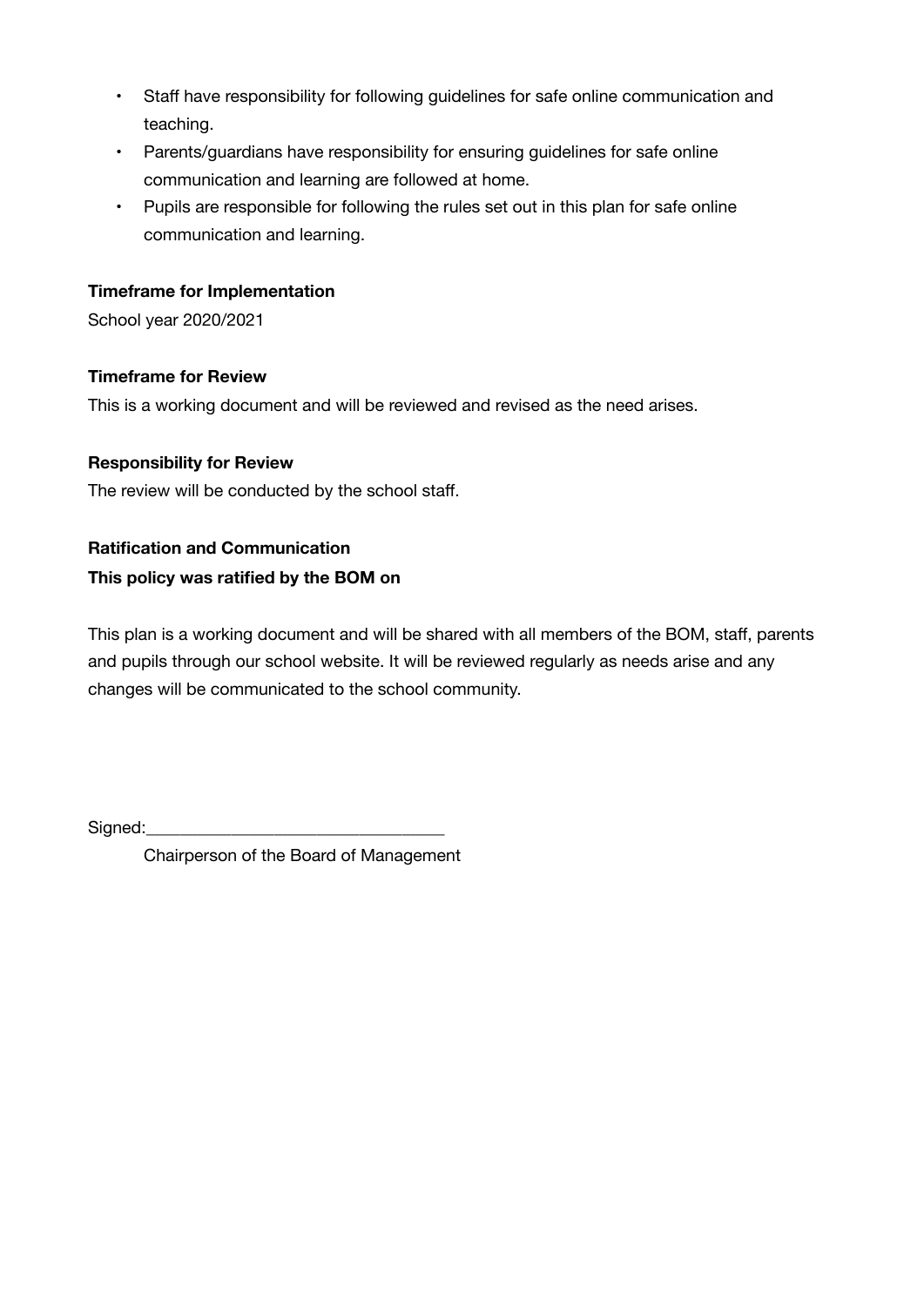- Staff have responsibility for following guidelines for safe online communication and teaching.
- Parents/guardians have responsibility for ensuring guidelines for safe online communication and learning are followed at home.
- Pupils are responsible for following the rules set out in this plan for safe online communication and learning.

**Timeframe for Implementation**

School year 2020/2021

**Timeframe for Review**

This is a working document and will be reviewed and revised as the need arises.

**Responsibility for Review**

The review will be conducted by the school staff.

**Ratification and Communication**

**This policy was ratified by the BOM on**

This plan is a working document and will be shared with all members of the BOM, staff, parents and pupils through our school website. It will be reviewed regularly as needs arise and any changes will be communicated to the school community.

Signed:_________________________________

Chairperson of the Board of Management